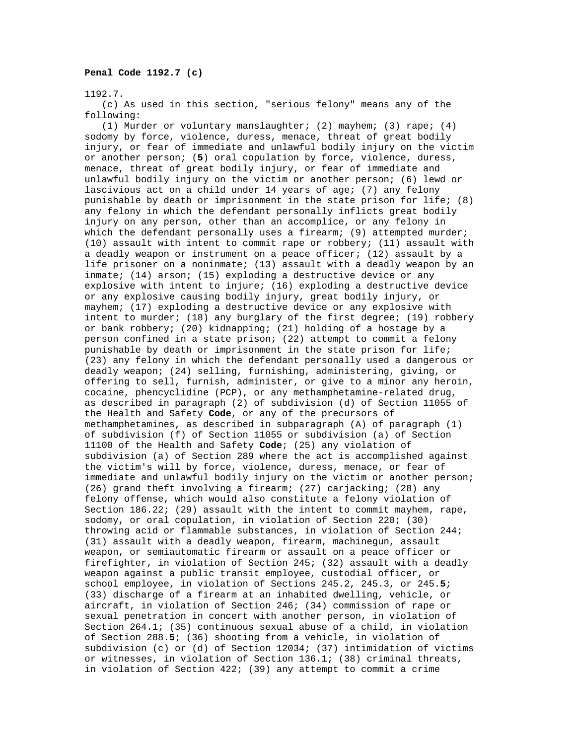**Penal Code 1192.7 (c)**

1192.7.

(c) As used in this section, "serious felony" means any of the following:

(1) Murder or voluntary manslaughter; (2) mayhem; (3) rape; (4) sodomy by force, violence, duress, menace, threat of great bodily injury, or fear of immediate and unlawful bodily injury on the victim or another person; (**5**) oral copulation by force, violence, duress, menace, threat of great bodily injury, or fear of immediate and unlawful bodily injury on the victim or another person; (6) lewd or lascivious act on a child under 14 years of age; (7) any felony punishable by death or imprisonment in the state prison for life; (8) any felony in which the defendant personally inflicts great bodily injury on any person, other than an accomplice, or any felony in which the defendant personally uses a firearm; (9) attempted murder; (10) assault with intent to commit rape or robbery; (11) assault with a deadly weapon or instrument on a peace officer; (12) assault by a life prisoner on a noninmate; (13) assault with a deadly weapon by an inmate; (14) arson; (15) exploding a destructive device or any explosive with intent to injure; (16) exploding a destructive device or any explosive causing bodily injury, great bodily injury, or mayhem; (17) exploding a destructive device or any explosive with intent to murder; (18) any burglary of the first degree; (19) robbery or bank robbery; (20) kidnapping; (21) holding of a hostage by a person confined in a state prison; (22) attempt to commit a felony punishable by death or imprisonment in the state prison for life; (23) any felony in which the defendant personally used a dangerous or deadly weapon; (24) selling, furnishing, administering, giving, or offering to sell, furnish, administer, or give to a minor any heroin, cocaine, phencyclidine (PCP), or any methamphetamine-related drug, as described in paragraph (2) of subdivision (d) of Section 11055 of the Health and Safety **Code**, or any of the precursors of methamphetamines, as described in subparagraph (A) of paragraph (1) of subdivision (f) of Section 11055 or subdivision (a) of Section 11100 of the Health and Safety **Code**; (25) any violation of subdivision (a) of Section 289 where the act is accomplished against the victim's will by force, violence, duress, menace, or fear of immediate and unlawful bodily injury on the victim or another person; (26) grand theft involving a firearm; (27) carjacking; (28) any felony offense, which would also constitute a felony violation of Section 186.22; (29) assault with the intent to commit mayhem, rape, sodomy, or oral copulation, in violation of Section 220; (30) throwing acid or flammable substances, in violation of Section 244; (31) assault with a deadly weapon, firearm, machinegun, assault weapon, or semiautomatic firearm or assault on a peace officer or firefighter, in violation of Section 245; (32) assault with a deadly weapon against a public transit employee, custodial officer, or school employee, in violation of Sections 245.2, 245.3, or 245.**5**; (33) discharge of a firearm at an inhabited dwelling, vehicle, or aircraft, in violation of Section 246; (34) commission of rape or sexual penetration in concert with another person, in violation of Section 264.1; (35) continuous sexual abuse of a child, in violation of Section 288.**5**; (36) shooting from a vehicle, in violation of subdivision (c) or (d) of Section 12034; (37) intimidation of victims or witnesses, in violation of Section 136.1; (38) criminal threats, in violation of Section 422; (39) any attempt to commit a crime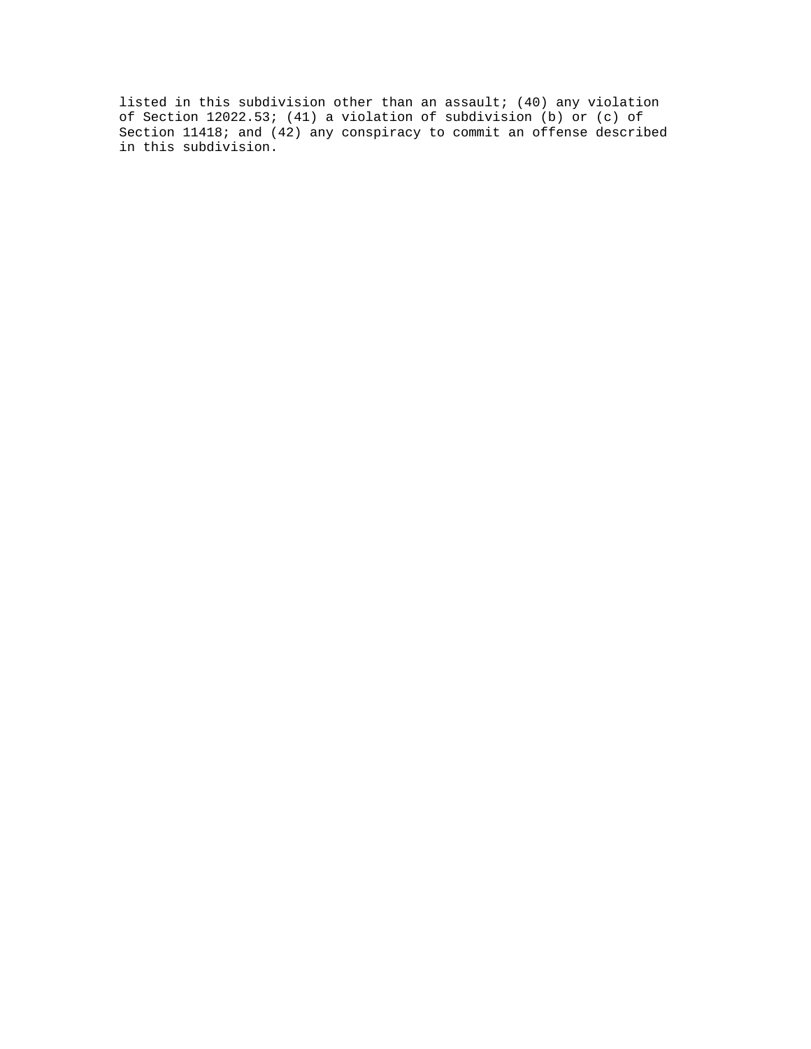listed in this subdivision other than an assault; (40) any violation of Section 12022.53; (41) a violation of subdivision (b) or (c) of Section 11418; and (42) any conspiracy to commit an offense described in this subdivision.